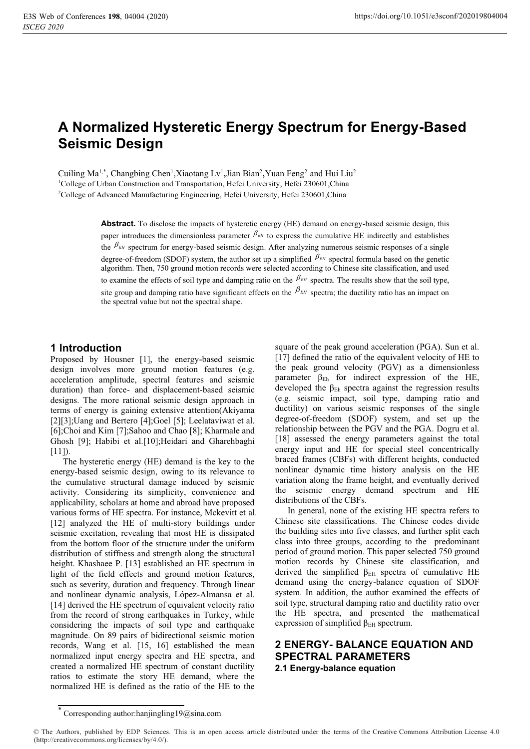# A Normalized Hysteretic Energy Spectrum for Energy-Based Seismic Design

Cuiling Ma[1,*], Changbing Chen[1], Xiaotang Lv[1], Jian Bian[2], Yuan Feng[2] and Hui Liu[2]

[1]College of Urban Construction and Transportation, Hefei University, Hefei 230601, China

[2]College of Advanced Manufacturing Engineering, Hefei University, Hefei 230601, China

**Abstract.** To disclose the impacts of hysteretic energy (HE) demand on energy-based seismic design, this paper introduces the dimensionless parameter $\beta_{EH}$ to express the cumulative HE indirectly and establishes the $\beta_{EH}$ spectrum for energy-based seismic design. After analyzing numerous seismic responses of a single degree-of-freedom (SDOF) system, the author set up a simplified $\beta_{EH}$ spectral formula based on the genetic algorithm. Then, 750 ground motion records were selected according to Chinese site classification, and used to examine the effects of soil type and damping on the $\beta_{EH}$ spectra. The results show that the soil type, site group and damping ratio have significant effects on the $\beta_{EH}$ spectra; the ductility ratio has an impact on the spectral value but not the spectral shape.

## 1 Introduction

Proposed by Housner [1], the energy-based seismic design involves more ground motion features (e.g. acceleration amplitude, spectral features and seismic duration) than force- and displacement-based seismic designs. The more rational seismic design approach in terms of energy is gaining extensive attention(Akiyama [2][3];Uang and Bertero [4];Goel [5]; Leelataviwat et al. [6];Choi and Kim [7];Sahoo and Chao [8]; Kharmale and Ghosh [9]; Habibi et al.[10];Heidari and Gharehbaghi [11]).

The hysteretic energy (HE) demand is the key to the energy-based seismic design, owing to its relevance to the cumulative structural damage induced by seismic activity. Considering its simplicity, convenience and applicability, scholars at home and abroad have proposed various forms of HE spectra. For instance, Mckevitt et al. [12] analyzed the HE of multi-story buildings under seismic excitation, revealing that most HE is dissipated from the bottom floor of the structure under the uniform distribution of stiffness and strength along the structural height. Khashaee P. [13] established an HE spectrum in light of the field effects and ground motion features, such as severity, duration and frequency. Through linear and nonlinear dynamic analysis, López-Almansa et al. [14] derived the HE spectrum of equivalent velocity ratio from the record of strong earthquakes in Turkey, while considering the impacts of soil type and earthquake magnitude. On 89 pairs of bidirectional seismic motion records, Wang et al. [15, 16] established the mean normalized input energy spectra and HE spectra, and created a normalized HE spectrum of constant ductility ratios to estimate the story HE demand, where the normalized HE is defined as the ratio of the HE to the square of the peak ground acceleration (PGA). Sun et al. [17] defined the ratio of the equivalent velocity of HE to the peak ground velocity (PGV) as a dimensionless parameter $\beta_{Eh}$ for indirect expression of the HE, developed the $\beta_{Eh}$ spectra against the regression results (e.g. seismic impact, soil type, damping ratio and ductility) on various seismic responses of the single degree-of-freedom (SDOF) system, and set up the relationship between the PGV and the PGA. Dogru et al. [18] assessed the energy parameters against the total energy input and HE for special steel concentrically braced frames (CBFs) with different heights, conducted nonlinear dynamic time history analysis on the HE variation along the frame height, and eventually derived the seismic energy demand spectrum and HE distributions of the CBFs.

In general, none of the existing HE spectra refers to Chinese site classifications. The Chinese codes divide the building sites into five classes, and further split each class into three groups, according to the predominant period of ground motion. This paper selected 750 ground motion records by Chinese site classification, and derived the simplified $\beta_{EH}$ spectra of cumulative HE demand using the energy-balance equation of SDOF system. In addition, the author examined the effects of soil type, structural damping ratio and ductility ratio over the HE spectra, and presented the mathematical expression of simplified $\beta_{EH}$ spectrum.

## 2 ENERGY- BALANCE EQUATION AND SPECTRAL PARAMETERS

### 2.1 Energy-balance equation

* Corresponding author:hanjingling19@sina.com

© The Authors, published by EDP Sciences. This is an open access article distributed under the terms of the Creative Commons Attribution License 4.0 (http://creativecommons.org/licenses/by/4.0/).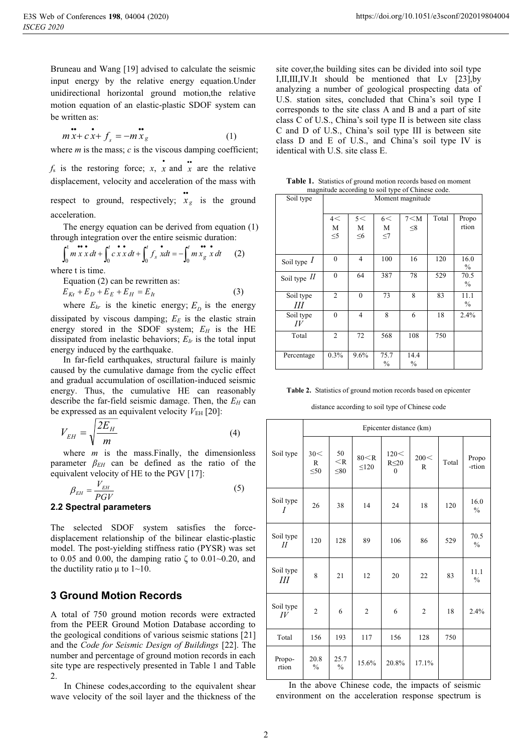Bruneau and Wang [19] advised to calculate the seismic input energy by the relative energy equation.Under unidirectional horizontal ground motion,the relative motion equation of an elastic-plastic SDOF system can be written as:

$$m\ddot{x}+c\dot{x}+f_s=-m\ddot{x}_g \quad (1)$$

where $m$ is the mass; $c$ is the viscous damping coefficient; $f_s$ is the restoring force; $x$, $\dot{x}$ and $\ddot{x}$ are the relative displacement, velocity and acceleration of the mass with respect to ground, respectively; $\ddot{x}_g$ is the ground acceleration.

The energy equation can be derived from equation (1) through integration over the entire seismic duration:

$$\int_0^t m\ddot{x}\dot{x}dt+\int_0^t c\dot{x}\dot{x}dt+\int_0^t f_s\dot{x}dt=-\int_0^t m\ddot{x}_g\dot{x}dt \quad (2)$$

where t is time.

Equation (2) can be rewritten as:

$$E_{Kr}+E_D+E_E+E_H=E_{Ir} \quad (3)$$

where $E_{kr}$ is the kinetic energy; $E_D$ is the energy dissipated by viscous damping; $E_E$ is the elastic strain energy stored in the SDOF system; $E_H$ is the HE dissipated from inelastic behaviors; $E_{Ir}$ is the total input energy induced by the earthquake.

In far-field earthquakes, structural failure is mainly caused by the cumulative damage from the cyclic effect and gradual accumulation of oscillation-induced seismic energy. Thus, the cumulative HE can reasonably describe the far-field seismic damage. Then, the $E_H$ can be expressed as an equivalent velocity $V_{EH}$ [20]:

$$V_{EH}=\sqrt{\frac{2E_H}{m}} \quad (4)$$

where $m$ is the mass.Finally, the dimensionless parameter $\beta_{EH}$ can be defined as the ratio of the equivalent velocity of HE to the PGV [17]:

$$\beta_{EH}=\frac{V_{EH}}{PGV} \quad (5)$$

### 2.2 Spectral parameters

The selected SDOF system satisfies the force-displacement relationship of the bilinear elastic-plastic model. The post-yielding stiffness ratio (PYSR) was set to 0.05 and 0.00, the damping ratio ζ to 0.01~0.20, and the ductility ratio μ to 1~10.

## 3 Ground Motion Records

A total of 750 ground motion records were extracted from the PEER Ground Motion Database according to the geological conditions of various seismic stations [21] and the *Code for Seismic Design of Buildings* [22]. The number and percentage of ground motion records in each site type are respectively presented in Table 1 and Table 2.

In Chinese codes,according to the equivalent shear wave velocity of the soil layer and the thickness of the site cover,the building sites can be divided into soil type I,II,III,IV.It should be mentioned that Lv [23],by analyzing a number of geological prospecting data of U.S. station sites, concluded that China's soil type I corresponds to the site class A and B and a part of site class C of U.S., China's soil type II is between site class C and D of U.S., China's soil type III is between site class D and E of U.S., and China's soil type IV is identical with U.S. site class E.

**Table 1.** Statistics of ground motion records based on moment magnitude according to soil type of Chinese code.

| Soil type | Moment magnitude | | | | | |
|---|---|---|---|---|---|---|
| | 4<M≤5 | 5<M≤6 | 6<M≤7 | 7<M≤8 | Total | Proportion |
| Soil type *I* | 0 | 4 | 100 | 16 | 120 | 16.0 % |
| Soil type *II* | 0 | 64 | 387 | 78 | 529 | 70.5 % |
| Soil type *III* | 2 | 0 | 73 | 8 | 83 | 11.1 % |
| Soil type *IV* | 0 | 4 | 8 | 6 | 18 | 2.4% |
| Total | 2 | 72 | 568 | 108 | 750 | |
| Percentage | 0.3% | 9.6% | 75.7 % | 14.4 % | | |

**Table 2.** Statistics of ground motion records based on epicenter distance according to soil type of Chinese code

| Soil type | Epicenter distance (km) | | | | | | |
|---|---|---|---|---|---|---|---|
| | 30<R≤50 | 50<R≤80 | 80<R≤120 | 120<R≤200 | 200<R | Total | Proportion |
| Soil type *I* | 26 | 38 | 14 | 24 | 18 | 120 | 16.0 % |
| Soil type *II* | 120 | 128 | 89 | 106 | 86 | 529 | 70.5 % |
| Soil type *III* | 8 | 21 | 12 | 20 | 22 | 83 | 11.1 % |
| Soil type *IV* | 2 | 6 | 2 | 6 | 2 | 18 | 2.4% |
| Total | 156 | 193 | 117 | 156 | 128 | 750 | |
| Proportion | 20.8 % | 25.7 % | 15.6% | 20.8% | 17.1% | | |

In the above Chinese code, the impacts of seismic environment on the acceleration response spectrum is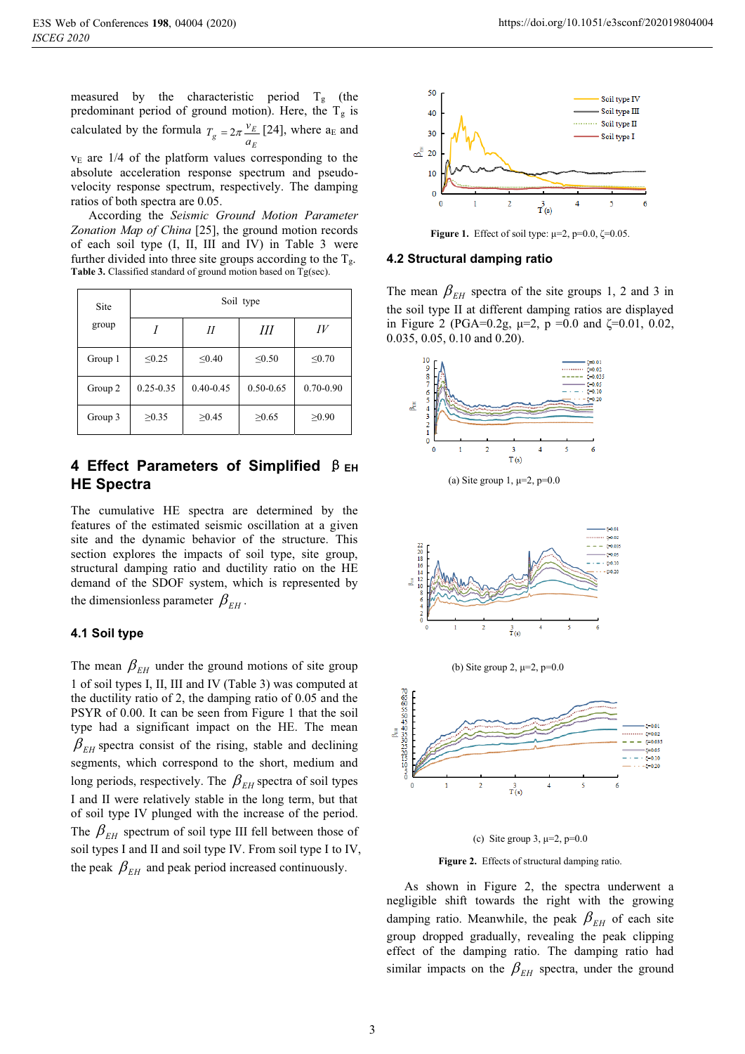measured by the characteristic period $T_g$ (the predominant period of ground motion). Here, the $T_g$ is calculated by the formula $T_g = 2\pi \frac{v_E}{a_E}$ [24], where $a_E$ and $v_E$ are 1/4 of the platform values corresponding to the absolute acceleration response spectrum and pseudo-velocity response spectrum, respectively. The damping ratios of both spectra are 0.05.

According the *Seismic Ground Motion Parameter Zonation Map of China* [25], the ground motion records of each soil type (I, II, III and IV) in Table 3 were further divided into three site groups according to the $T_g$.

**Table 3.** Classified standard of ground motion based on Tg(sec).

| Site group | Soil type | | | |
|---|---|---|---|---|
| | *I* | *II* | *III* | *IV* |
| Group 1 | ≤0.25 | ≤0.40 | ≤0.50 | ≤0.70 |
| Group 2 | 0.25-0.35 | 0.40-0.45 | 0.50-0.65 | 0.70-0.90 |
| Group 3 | ≥0.35 | ≥0.45 | ≥0.65 | ≥0.90 |

## 4 Effect Parameters of Simplified β EH HE Spectra

The cumulative HE spectra are determined by the features of the estimated seismic oscillation at a given site and the dynamic behavior of the structure. This section explores the impacts of soil type, site group, structural damping ratio and ductility ratio on the HE demand of the SDOF system, which is represented by the dimensionless parameter $\beta_{EH}$.

### 4.1 Soil type

The mean $\beta_{EH}$ under the ground motions of site group 1 of soil types I, II, III and IV (Table 3) was computed at the ductility ratio of 2, the damping ratio of 0.05 and the PSYR of 0.00. It can be seen from Figure 1 that the soil type had a significant impact on the HE. The mean $\beta_{EH}$ spectra consist of the rising, stable and declining segments, which correspond to the short, medium and long periods, respectively. The $\beta_{EH}$ spectra of soil types I and II were relatively stable in the long term, but that of soil type IV plunged with the increase of the period. The $\beta_{EH}$ spectrum of soil type III fell between those of soil types I and II and soil type IV. From soil type I to IV, the peak $\beta_{EH}$ and peak period increased continuously.

**Figure 1.** Effect of soil type: μ=2, p=0.0, ζ=0.05.

### 4.2 Structural damping ratio

The mean $\beta_{EH}$ spectra of the site groups 1, 2 and 3 in the soil type II at different damping ratios are displayed in Figure 2 (PGA=0.2g, μ=2, p =0.0 and ζ=0.01, 0.02, 0.035, 0.05, 0.10 and 0.20).

(a) Site group 1, μ=2, p=0.0

(b) Site group 2, μ=2, p=0.0

(c) Site group 3, μ=2, p=0.0

**Figure 2.** Effects of structural damping ratio.

As shown in Figure 2, the spectra underwent a negligible shift towards the right with the growing damping ratio. Meanwhile, the peak $\beta_{EH}$ of each site group dropped gradually, revealing the peak clipping effect of the damping ratio. The damping ratio had similar impacts on the $\beta_{EH}$ spectra, under the ground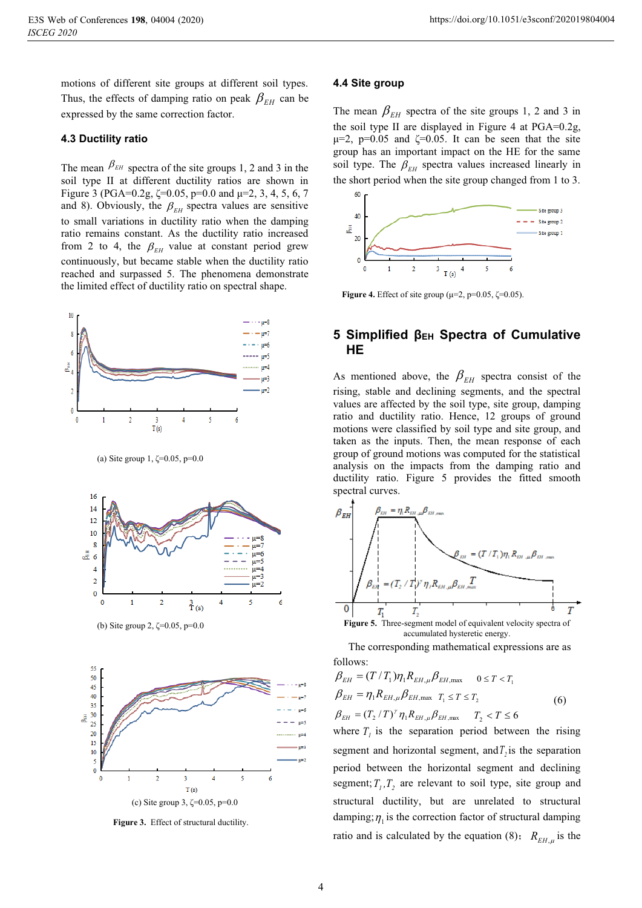motions of different site groups at different soil types. Thus, the effects of damping ratio on peak $\beta_{EH}$ can be expressed by the same correction factor.

### 4.3 Ductility ratio

The mean $\beta_{EH}$ spectra of the site groups 1, 2 and 3 in the soil type II at different ductility ratios are shown in Figure 3 (PGA=0.2g, ζ=0.05, p=0.0 and μ=2, 3, 4, 5, 6, 7 and 8). Obviously, the $\beta_{EH}$ spectra values are sensitive to small variations in ductility ratio when the damping ratio remains constant. As the ductility ratio increased from 2 to 4, the $\beta_{EH}$ value at constant period grew continuously, but became stable when the ductility ratio reached and surpassed 5. The phenomena demonstrate the limited effect of ductility ratio on spectral shape.

(a) Site group 1, ζ=0.05, p=0.0

(b) Site group 2, ζ=0.05, p=0.0

(c) Site group 3, ζ=0.05, p=0.0

**Figure 3.** Effect of structural ductility.

### 4.4 Site group

The mean $\beta_{EH}$ spectra of the site groups 1, 2 and 3 in the soil type II are displayed in Figure 4 at PGA=0.2g, μ=2, p=0.05 and ζ=0.05. It can be seen that the site group has an important impact on the HE for the same soil type. The $\beta_{EH}$ spectra values increased linearly in the short period when the site group changed from 1 to 3.

**Figure 4.** Effect of site group (μ=2, p=0.05, ζ=0.05).

## 5 Simplified βEH Spectra of Cumulative HE

As mentioned above, the $\beta_{EH}$ spectra consist of the rising, stable and declining segments, and the spectral values are affected by the soil type, site group, damping ratio and ductility ratio. Hence, 12 groups of ground motions were classified by soil type and site group, and taken as the inputs. Then, the mean response of each group of ground motions was computed for the statistical analysis on the impacts from the damping ratio and ductility ratio. Figure 5 provides the fitted smooth spectral curves.

**Figure 5.** Three-segment model of equivalent velocity spectra of accumulated hysteretic energy.

The corresponding mathematical expressions are as follows:

$$
\begin{aligned}
\beta_{EH} &= (T/T_1)\eta_1 R_{EH,\mu}\beta_{EH,\max} \quad 0 \le T < T_1 \\
\beta_{EH} &= \eta_1 R_{EH,\mu}\beta_{EH,\max} \quad T_1 \le T \le T_2 \\
\beta_{EH} &= (T_2/T)^{\gamma}\eta_1 R_{EH,\mu}\beta_{EH,\max} \quad T_2 < T \le 6
\end{aligned} \tag{6}
$$

where $T_1$ is the separation period between the rising segment and horizontal segment, and $T_2$ is the separation period between the horizontal segment and declining segment; $T_1, T_2$ are relevant to soil type, site group and structural ductility, but are unrelated to structural damping; $\eta_1$ is the correction factor of structural damping ratio and is calculated by the equation (8); $R_{EH,\mu}$ is the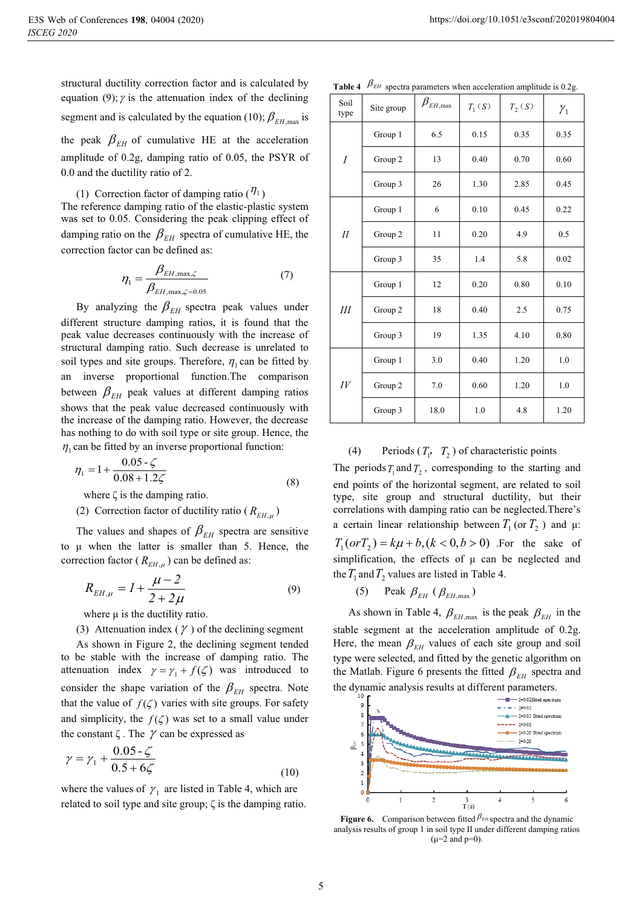structural ductility correction factor and is calculated by equation (9); $\gamma$ is the attenuation index of the declining segment and is calculated by the equation (10); $\beta_{EH,\max}$ is the peak $\beta_{EH}$ of cumulative HE at the acceleration amplitude of 0.2g, damping ratio of 0.05, the PSYR of 0.0 and the ductility ratio of 2.

(1) Correction factor of damping ratio ($\eta_1$)
The reference damping ratio of the elastic-plastic system was set to 0.05. Considering the peak clipping effect of damping ratio on the $\beta_{EH}$ spectra of cumulative HE, the correction factor can be defined as:

$$\eta_1 = \frac{\beta_{EH,\max,\zeta}}{\beta_{EH,\max,\zeta=0.05}} \tag{7}$$

By analyzing the $\beta_{EH}$ spectra peak values under different structure damping ratios, it is found that the peak value decreases continuously with the increase of structural damping ratio. Such decrease is unrelated to soil types and site groups. Therefore, $\eta_1$ can be fitted by an inverse proportional function.The comparison between $\beta_{EH}$ peak values at different damping ratios shows that the peak value decreased continuously with the increase of the damping ratio. However, the decrease has nothing to do with soil type or site group. Hence, the $\eta_1$ can be fitted by an inverse proportional function:

$$\eta_1 = 1 + \frac{0.05 - \zeta}{0.08 + 1.2\zeta} \tag{8}$$

where ζ is the damping ratio.

(2) Correction factor of ductility ratio ($R_{EH,\mu}$)

The values and shapes of $\beta_{EH}$ spectra are sensitive to μ when the latter is smaller than 5. Hence, the correction factor ($R_{EH,\mu}$) can be defined as:

$$R_{EH,\mu} = 1 + \frac{\mu - 2}{2 + 2\mu} \tag{9}$$

where μ is the ductility ratio.

(3) Attenuation index ($\gamma$) of the declining segment

As shown in Figure 2, the declining segment tended to be stable with the increase of damping ratio. The attenuation index $\gamma = \gamma_1 + f(\zeta)$ was introduced to consider the shape variation of the $\beta_{EH}$ spectra. Note that the value of $f(\zeta)$ varies with site groups. For safety and simplicity, the $f(\zeta)$ was set to a small value under the constant $\zeta$. The $\gamma$ can be expressed as

$$\gamma = \gamma_1 + \frac{0.05 - \zeta}{0.5 + 6\zeta} \tag{10}$$

where the values of $\gamma_1$ are listed in Table 4, which are related to soil type and site group; ζ is the damping ratio.

**Table 4** $\beta_{EH}$ spectra parameters when acceleration amplitude is 0.2g.

| Soil type | Site group | $\beta_{EH,\max}$ | $T_1$ (S) | $T_2$ (S) | $\gamma_1$ |
|---|---|---|---|---|---|
| *I* | Group 1 | 6.5 | 0.15 | 0.35 | 0.35 |
| | Group 2 | 13 | 0.40 | 0.70 | 0.60 |
| | Group 3 | 26 | 1.30 | 2.85 | 0.45 |
| *II* | Group 1 | 6 | 0.10 | 0.45 | 0.22 |
| | Group 2 | 11 | 0.20 | 4.9 | 0.5 |
| | Group 3 | 35 | 1.4 | 5.8 | 0.02 |
| *III* | Group 1 | 12 | 0.20 | 0.80 | 0.10 |
| | Group 2 | 18 | 0.40 | 2.5 | 0.75 |
| | Group 3 | 19 | 1.35 | 4.10 | 0.80 |
| *IV* | Group 1 | 3.0 | 0.40 | 1.20 | 1.0 |
| | Group 2 | 7.0 | 0.60 | 1.20 | 1.0 |
| | Group 3 | 18.0 | 1.0 | 4.8 | 1.20 |

(4) Periods ($T_1$, $T_2$) of characteristic points

The periods $T_1$ and $T_2$, corresponding to the starting and end points of the horizontal segment, are related to soil type, site group and structural ductility, but their correlations with damping ratio can be neglected.There's a certain linear relationship between $T_1$ (or $T_2$) and μ: $T_1(or T_2) = k\mu + b, (k < 0, b > 0)$ .For the sake of simplification, the effects of μ can be neglected and the $T_1$ and $T_2$ values are listed in Table 4.

(5) Peak $\beta_{EH}$ ($\beta_{EH,\max}$)

As shown in Table 4, $\beta_{EH,\max}$ is the peak $\beta_{EH}$ in the stable segment at the acceleration amplitude of 0.2g. Here, the mean $\beta_{EH}$ values of each site group and soil type were selected, and fitted by the genetic algorithm on the Matlab. Figure 6 presents the fitted $\beta_{EH}$ spectra and the dynamic analysis results at different parameters.

**Figure 6.** Comparison between fitted $\beta_{EH}$ spectra and the dynamic analysis results of group 1 in soil type II under different damping ratios (μ=2 and p=0).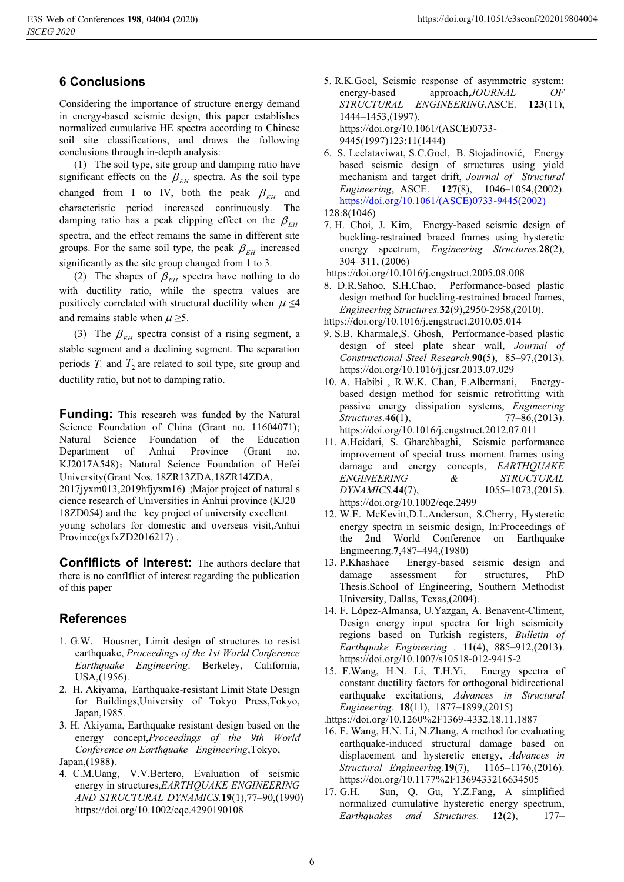## 6 Conclusions

Considering the importance of structure energy demand in energy-based seismic design, this paper establishes normalized cumulative HE spectra according to Chinese soil site classifications, and draws the following conclusions through in-depth analysis:

(1) The soil type, site group and damping ratio have significant effects on the $\beta_{EH}$ spectra. As the soil type changed from I to IV, both the peak $\beta_{EH}$ and characteristic period increased continuously. The damping ratio has a peak clipping effect on the $\beta_{EH}$ spectra, and the effect remains the same in different site groups. For the same soil type, the peak $\beta_{EH}$ increased significantly as the site group changed from 1 to 3.

(2) The shapes of $\beta_{EH}$ spectra have nothing to do with ductility ratio, while the spectra values are positively correlated with structural ductility when $\mu \leq 4$ and remains stable when $\mu \geq 5$.

(3) The $\beta_{EH}$ spectra consist of a rising segment, a stable segment and a declining segment. The separation periods $T_1$ and $T_2$ are related to soil type, site group and ductility ratio, but not to damping ratio.

**Funding:** This research was funded by the Natural Science Foundation of China (Grant no. 11604071); Natural Science Foundation of the Education Department of Anhui Province (Grant no. KJ2017A548)；Natural Science Foundation of Hefei University(Grant Nos. 18ZR13ZDA,18ZR14ZDA, 2017jyxm013,2019hfjyxm16) ;Major project of natural s cience research of Universities in Anhui province (KJ20 18ZD054) and the key project of university excellent young scholars for domestic and overseas visit,Anhui Province(gxfxZD2016217) .

**Conflflicts of Interest:** The authors declare that there is no conflflict of interest regarding the publication of this paper

## References

1. G.W. Housner, Limit design of structures to resist earthquake, *Proceedings of the 1st World Conference Earthquake Engineering*. Berkeley, California, USA,(1956).
2. H. Akiyama, Earthquake-resistant Limit State Design for Buildings,University of Tokyo Press,Tokyo, Japan,1985.
3. H. Akiyama, Earthquake resistant design based on the energy concept,*Proceedings of the 9th World Conference on Earthquake Engineering*,Tokyo, Japan,(1988).
4. C.M.Uang, V.V.Bertero, Evaluation of seismic energy in structures,*EARTHQUAKE ENGINEERING AND STRUCTURAL DYNAMICS.***19**(1),77–90,(1990) https://doi.org/10.1002/eqe.4290190108
5. R.K.Goel, Seismic response of asymmetric system: energy-based approach,*JOURNAL OF STRUCTURAL ENGINEERING*,ASCE. **123**(11), 1444–1453,(1997). https://doi.org/10.1061/(ASCE)0733-9445(1997)123:11(1444)
6. S. Leelataviwat, S.C.Goel, B. Stojadinović, Energy based seismic design of structures using yield mechanism and target drift, *Journal of Structural Engineering*, ASCE. **127**(8), 1046–1054,(2002). https://doi.org/10.1061/(ASCE)0733-9445(2002) 128:8(1046)
7. H. Choi, J. Kim, Energy-based seismic design of buckling-restrained braced frames using hysteretic energy spectrum, *Engineering Structures.***28**(2), 304–311, (2006) https://doi.org/10.1016/j.engstruct.2005.08.008
8. D.R.Sahoo, S.H.Chao, Performance-based plastic design method for buckling-restrained braced frames, *Engineering Structures.***32**(9),2950-2958,(2010). https://doi.org/10.1016/j.engstruct.2010.05.014
9. S.B. Kharmale,S. Ghosh, Performance-based plastic design of steel plate shear wall, *Journal of Constructional Steel Research.***90**(5), 85–97,(2013). https://doi.org/10.1016/j.jcsr.2013.07.029
10. A. Habibi , R.W.K. Chan, F.Albermani, Energy-based design method for seismic retrofitting with passive energy dissipation systems, *Engineering Structures.***46**(1), 77–86,(2013). https://doi.org/10.1016/j.engstruct.2012.07.011
11. A.Heidari, S. Gharehbaghi, Seismic performance improvement of special truss moment frames using damage and energy concepts, *EARTHQUAKE ENGINEERING & STRUCTURAL DYNAMICS.***44**(7), 1055–1073,(2015). https://doi.org/10.1002/eqe.2499
12. W.E. McKevitt,D.L.Anderson, S.Cherry, Hysteretic energy spectra in seismic design, In:Proceedings of the 2nd World Conference on Earthquake Engineering.**7**,487–494,(1980)
13. P.Khashaee Energy-based seismic design and damage assessment for structures, PhD Thesis.School of Engineering, Southern Methodist University, Dallas, Texas,(2004).
14. F. López-Almansa, U.Yazgan, A. Benavent-Climent, Design energy input spectra for high seismicity regions based on Turkish registers, *Bulletin of Earthquake Engineering* . **11**(4), 885–912,(2013). https://doi.org/10.1007/s10518-012-9415-2
15. F.Wang, H.N. Li, T.H.Yi, Energy spectra of constant ductility factors for orthogonal bidirectional earthquake excitations, *Advances in Structural Engineering.* **18**(11), 1877–1899,(2015) .https://doi.org/10.1260%2F1369-4332.18.11.1887
16. F. Wang, H.N. Li, N.Zhang, A method for evaluating earthquake-induced structural damage based on displacement and hysteretic energy, *Advances in Structural Engineering.***19**(7), 1165–1176,(2016). https://doi.org/10.1177%2F1369433216634505
17. G.H. Sun, Q. Gu, Y.Z.Fang, A simplified normalized cumulative hysteretic energy spectrum, *Earthquakes and Structures.* **12**(2), 177–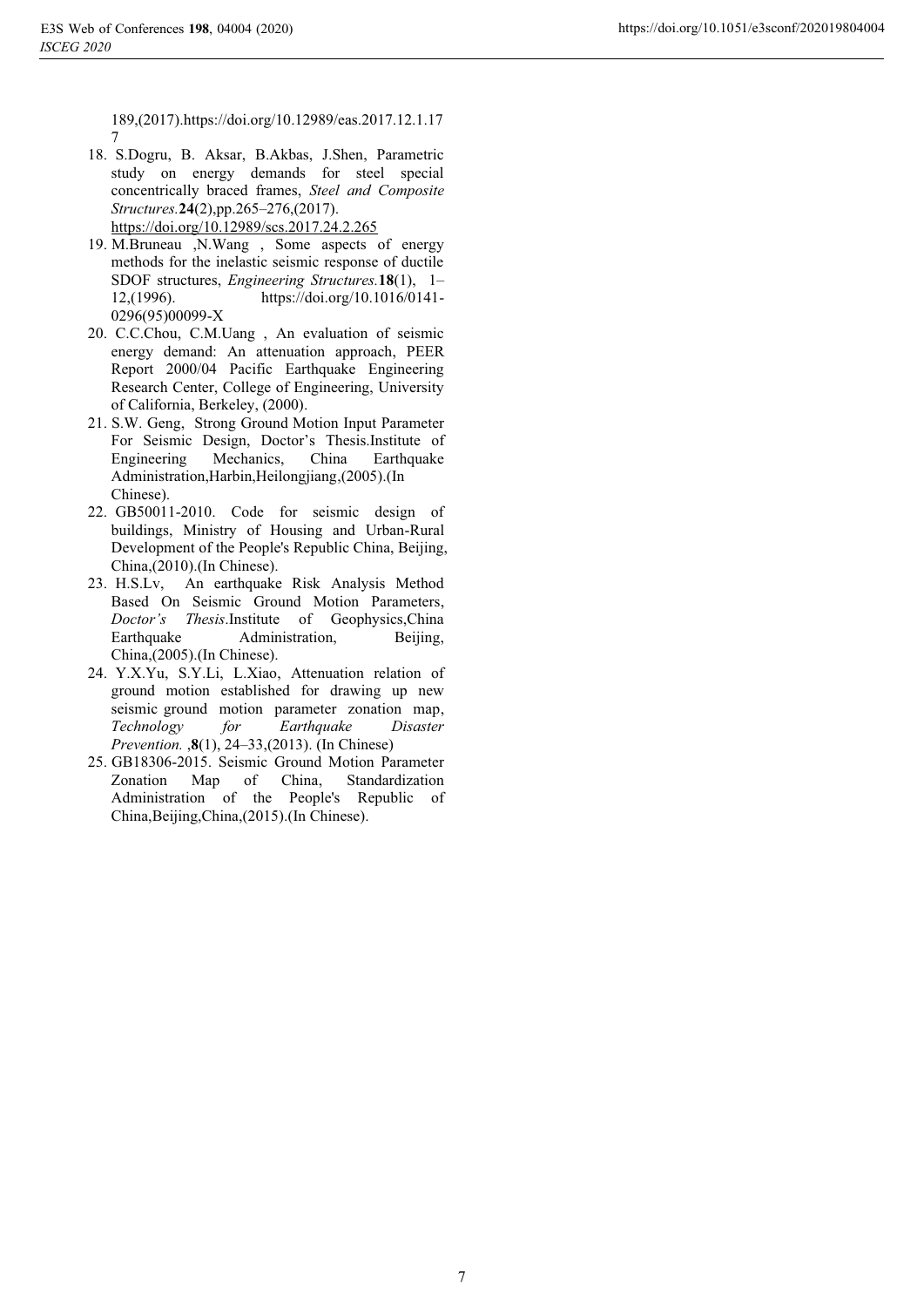189,(2017).https://doi.org/10.12989/eas.2017.12.1.177

18. S.Dogru, B. Aksar, B.Akbas, J.Shen, Parametric study on energy demands for steel special concentrically braced frames, *Steel and Composite Structures.*__24__(2),pp.265–276,(2017). https://doi.org/10.12989/scs.2017.24.2.265
19. M.Bruneau ,N.Wang , Some aspects of energy methods for the inelastic seismic response of ductile SDOF structures, *Engineering Structures.*__18__(1), 1–12,(1996). https://doi.org/10.1016/0141-0296(95)00099-X
20. C.C.Chou, C.M.Uang , An evaluation of seismic energy demand: An attenuation approach, PEER Report 2000/04 Pacific Earthquake Engineering Research Center, College of Engineering, University of California, Berkeley, (2000).
21. S.W. Geng, Strong Ground Motion Input Parameter For Seismic Design, Doctor's Thesis.Institute of Engineering Mechanics, China Earthquake Administration,Harbin,Heilongjiang,(2005).(In Chinese).
22. GB50011-2010. Code for seismic design of buildings, Ministry of Housing and Urban-Rural Development of the People's Republic China, Beijing, China,(2010).(In Chinese).
23. H.S.Lv, An earthquake Risk Analysis Method Based On Seismic Ground Motion Parameters, *Doctor's Thesis*.Institute of Geophysics,China Earthquake Administration, Beijing, China,(2005).(In Chinese).
24. Y.X.Yu, S.Y.Li, L.Xiao, Attenuation relation of ground motion established for drawing up new seismic ground motion parameter zonation map, *Technology for Earthquake Disaster Prevention.* ,__8__(1), 24–33,(2013). (In Chinese)
25. GB18306-2015. Seismic Ground Motion Parameter Zonation Map of China, Standardization Administration of the People's Republic of China,Beijing,China,(2015).(In Chinese).